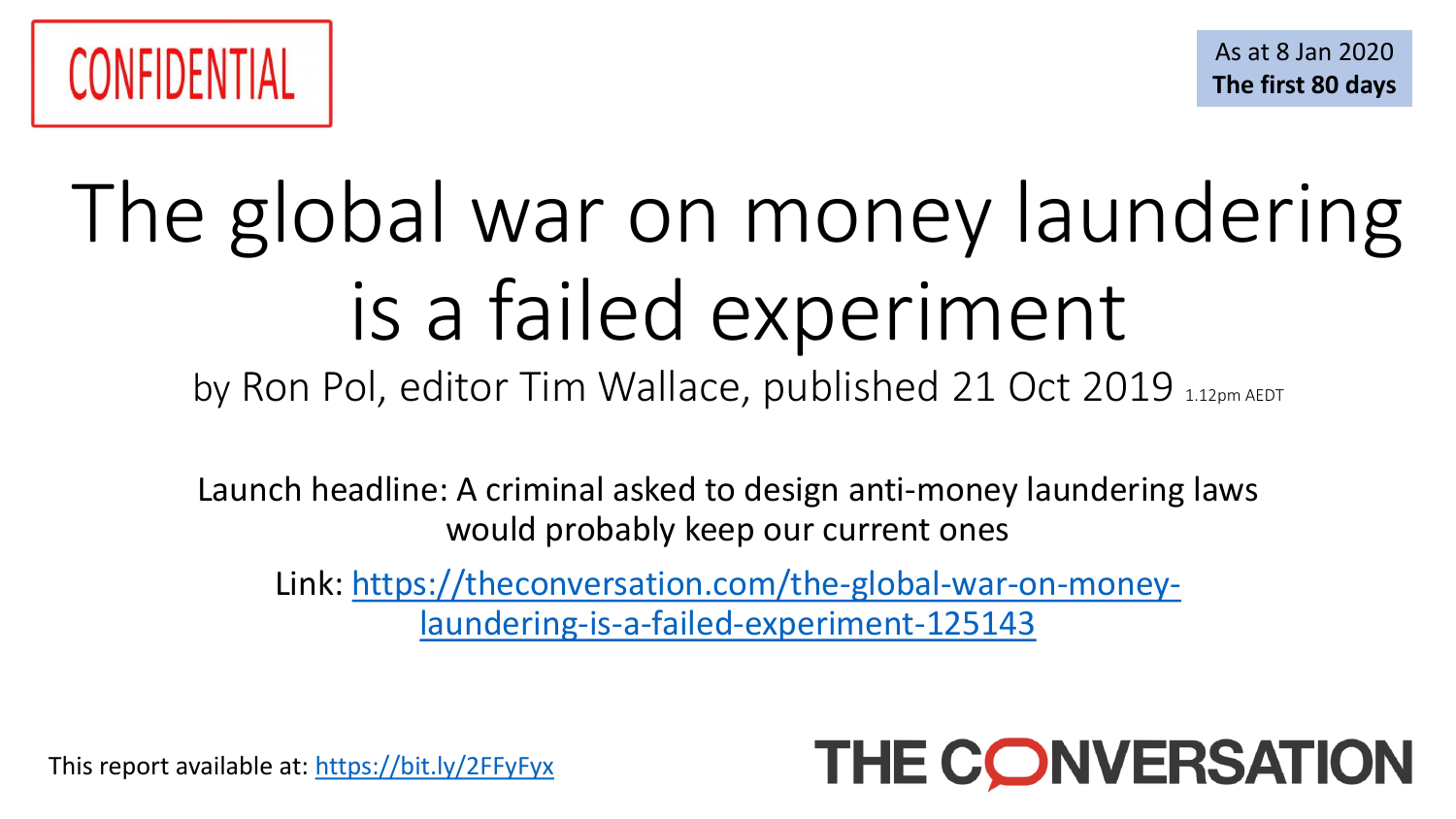CONFIDENTIAL

As at 8 Jan 2020
**The first 80 days**

# The global war on money laundering is a failed experiment

by Ron Pol, editor Tim Wallace, published 21 Oct 2019 1.12pm AEDT

Launch headline: A criminal asked to design anti-money laundering laws would probably keep our current ones

Link: [https://theconversation.com/the-global-war-on-money-laundering-is-a-failed-experiment-125143](https://theconversation.com/the-global-war-on-money-laundering-is-a-failed-experiment-125143)

This report available at: [https://bit.ly/2FFyFyx](https://bit.ly/2FFyFyx)

THE CONVERSATION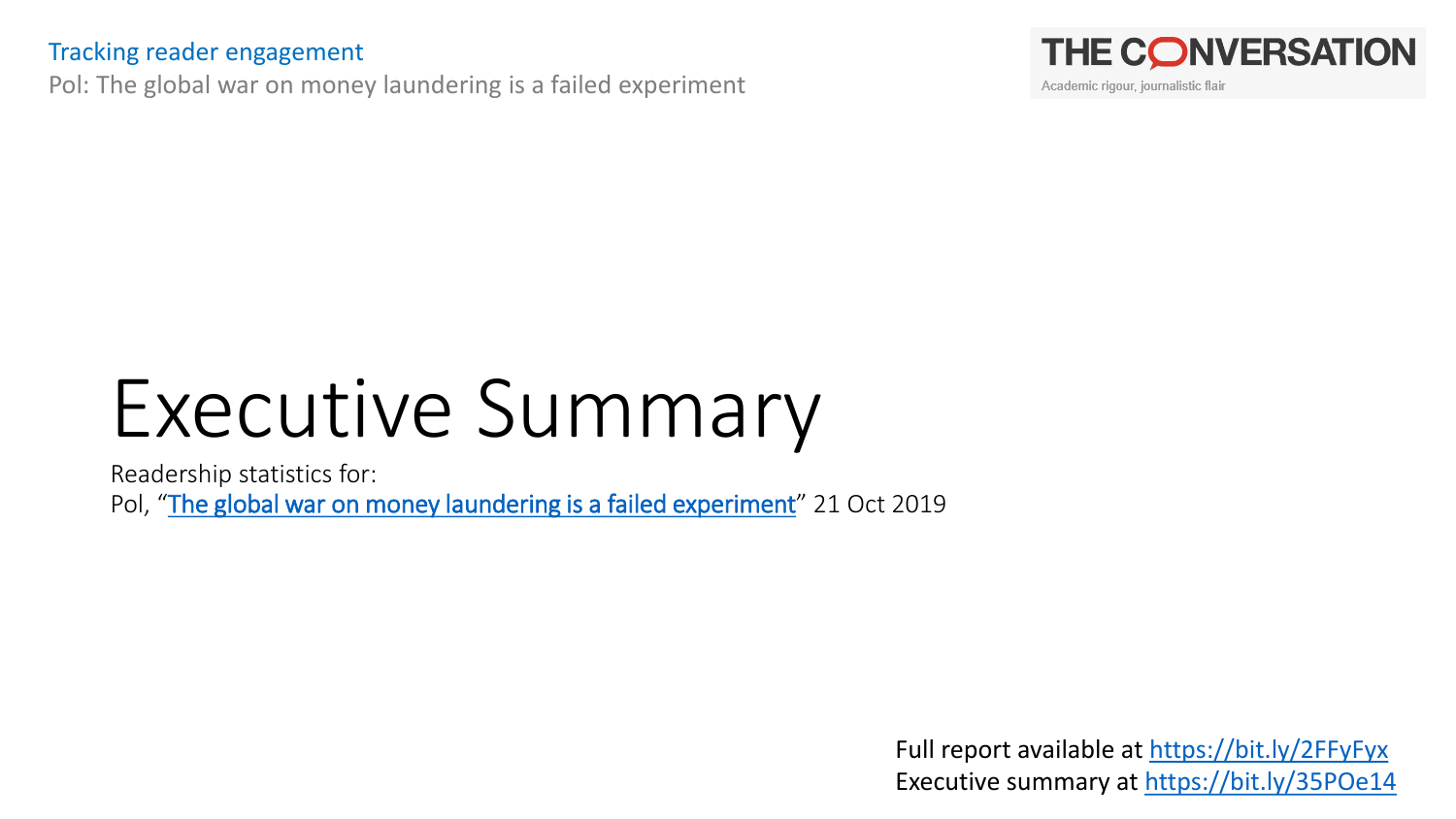# Executive Summary

Readership statistics for:
Pol, "[The global war on money laundering is a failed experiment]" 21 Oct 2019

Full report available at https://bit.ly/2FFyFyx
Executive summary at https://bit.ly/35POe14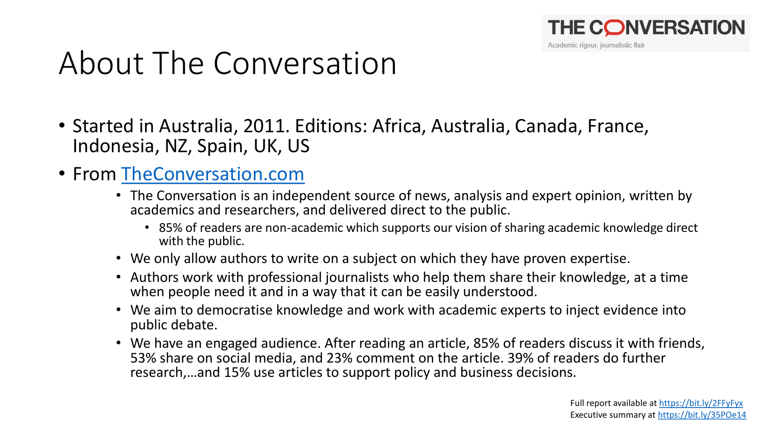# About The Conversation

THE CONVERSATION
Academic rigour, journalistic flair

- Started in Australia, 2011. Editions: Africa, Australia, Canada, France, Indonesia, NZ, Spain, UK, US
- From [TheConversation.com](https://TheConversation.com)
  - The Conversation is an independent source of news, analysis and expert opinion, written by academics and researchers, and delivered direct to the public.
    - 85% of readers are non-academic which supports our vision of sharing academic knowledge direct with the public.
  - We only allow authors to write on a subject on which they have proven expertise.
  - Authors work with professional journalists who help them share their knowledge, at a time when people need it and in a way that it can be easily understood.
  - We aim to democratise knowledge and work with academic experts to inject evidence into public debate.
  - We have an engaged audience. After reading an article, 85% of readers discuss it with friends, 53% share on social media, and 23% comment on the article. 39% of readers do further research,…and 15% use articles to support policy and business decisions.

Full report available at https://bit.ly/2FFyFyx
Executive summary at https://bit.ly/35POe14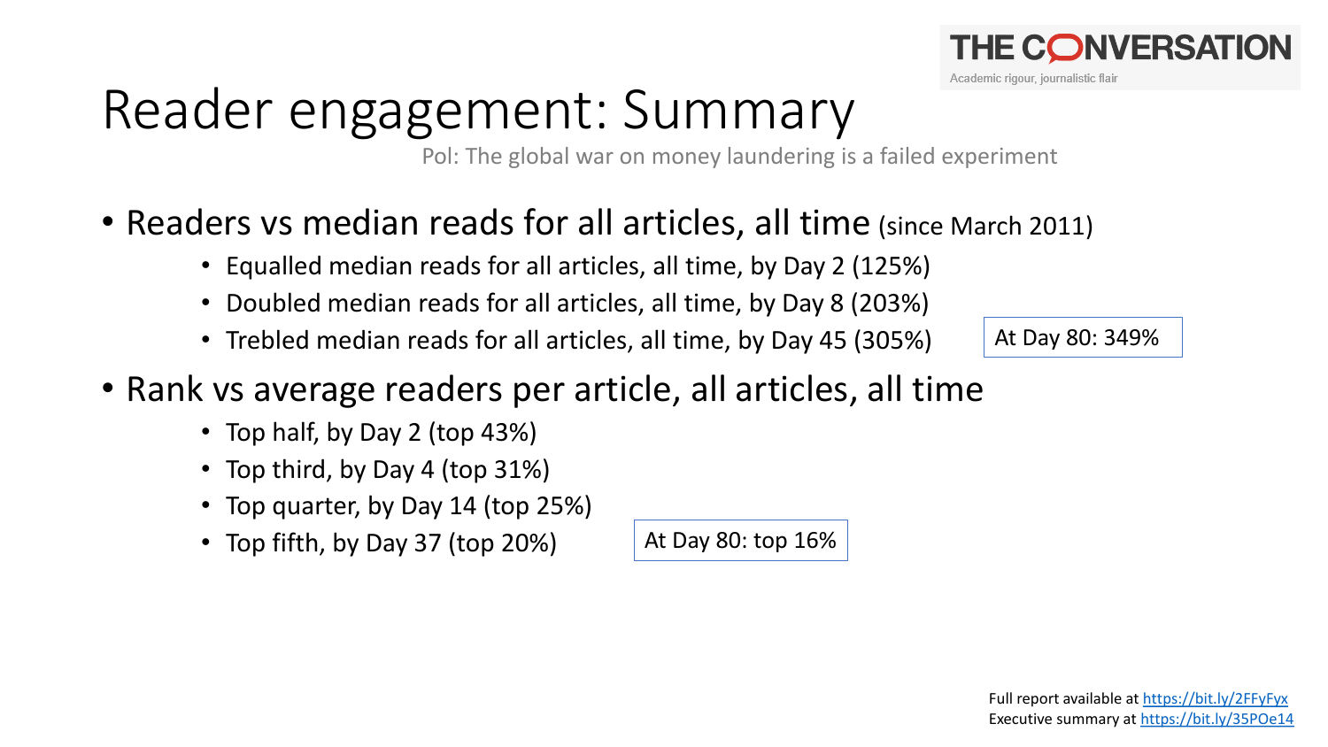# Reader engagement: Summary

Pol: The global war on money laundering is a failed experiment

- Readers vs median reads for all articles, all time (since March 2011)
  - Equalled median reads for all articles, all time, by Day 2 (125%)
  - Doubled median reads for all articles, all time, by Day 8 (203%)
  - Trebled median reads for all articles, all time, by Day 45 (305%)

At Day 80: 349%

- Rank vs average readers per article, all articles, all time
  - Top half, by Day 2 (top 43%)
  - Top third, by Day 4 (top 31%)
  - Top quarter, by Day 14 (top 25%)
  - Top fifth, by Day 37 (top 20%)

At Day 80: top 16%

Full report available at https://bit.ly/2FFyFyx
Executive summary at https://bit.ly/35POe14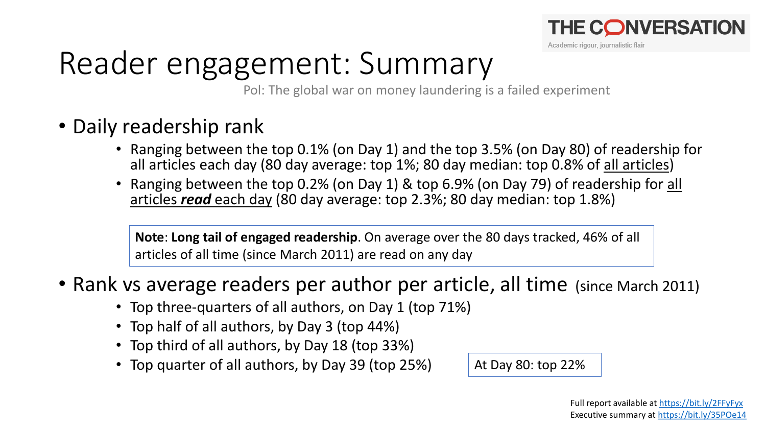THE CONVERSATION
Academic rigour, journalistic flair

# Reader engagement: Summary

Pol: The global war on money laundering is a failed experiment

- Daily readership rank
  - Ranging between the top 0.1% (on Day 1) and the top 3.5% (on Day 80) of readership for all articles each day (80 day average: top 1%; 80 day median: top 0.8% of all articles)
  - Ranging between the top 0.2% (on Day 1) & top 6.9% (on Day 79) of readership for all articles ***read*** each day (80 day average: top 2.3%; 80 day median: top 1.8%)

> **Note**: **Long tail of engaged readership**. On average over the 80 days tracked, 46% of all articles of all time (since March 2011) are read on any day

- Rank vs average readers per author per article, all time (since March 2011)
  - Top three-quarters of all authors, on Day 1 (top 71%)
  - Top half of all authors, by Day 3 (top 44%)
  - Top third of all authors, by Day 18 (top 33%)
  - Top quarter of all authors, by Day 39 (top 25%)

At Day 80: top 22%

Full report available at https://bit.ly/2FFyFyx
Executive summary at https://bit.ly/35POe14